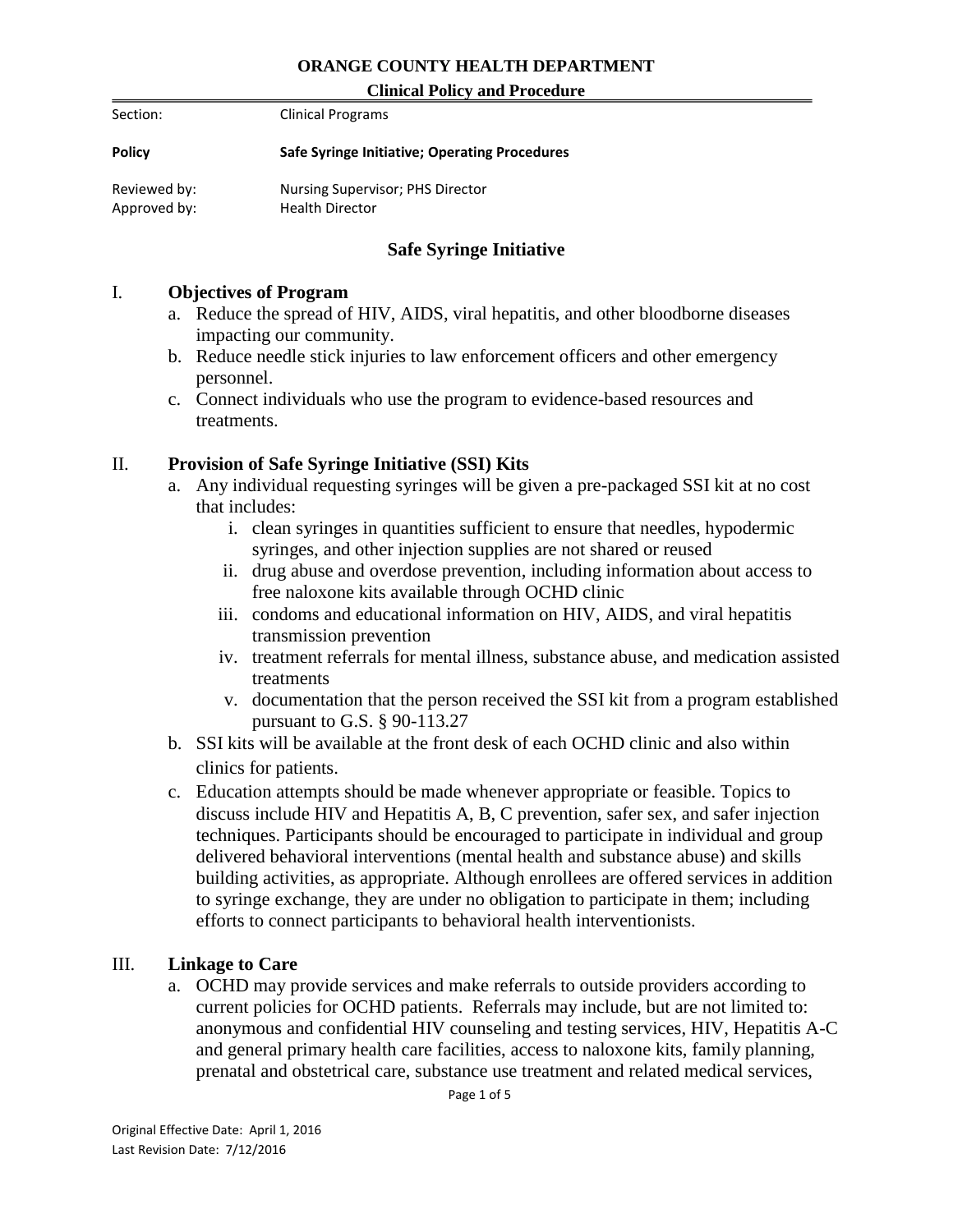**ORANGE COUNTY HEALTH DEPARTMENT**

**Clinical Policy and Procedure**

| | |
|---|---|
| Section: | Clinical Programs |
| **Policy** | **Safe Syringe Initiative; Operating Procedures** |
| Reviewed by: | Nursing Supervisor; PHS Director |
| Approved by: | Health Director |

## Safe Syringe Initiative

### I. Objectives of Program

a. Reduce the spread of HIV, AIDS, viral hepatitis, and other bloodborne diseases impacting our community.

b. Reduce needle stick injuries to law enforcement officers and other emergency personnel.

c. Connect individuals who use the program to evidence-based resources and treatments.

### II. Provision of Safe Syringe Initiative (SSI) Kits

a. Any individual requesting syringes will be given a pre-packaged SSI kit at no cost that includes:

   i. clean syringes in quantities sufficient to ensure that needles, hypodermic syringes, and other injection supplies are not shared or reused

   ii. drug abuse and overdose prevention, including information about access to free naloxone kits available through OCHD clinic

   iii. condoms and educational information on HIV, AIDS, and viral hepatitis transmission prevention

   iv. treatment referrals for mental illness, substance abuse, and medication assisted treatments

   v. documentation that the person received the SSI kit from a program established pursuant to G.S. § 90-113.27

b. SSI kits will be available at the front desk of each OCHD clinic and also within clinics for patients.

c. Education attempts should be made whenever appropriate or feasible. Topics to discuss include HIV and Hepatitis A, B, C prevention, safer sex, and safer injection techniques. Participants should be encouraged to participate in individual and group delivered behavioral interventions (mental health and substance abuse) and skills building activities, as appropriate. Although enrollees are offered services in addition to syringe exchange, they are under no obligation to participate in them; including efforts to connect participants to behavioral health interventionists.

### III. Linkage to Care

a. OCHD may provide services and make referrals to outside providers according to current policies for OCHD patients. Referrals may include, but are not limited to: anonymous and confidential HIV counseling and testing services, HIV, Hepatitis A-C and general primary health care facilities, access to naloxone kits, family planning, prenatal and obstetrical care, substance use treatment and related medical services,

Original Effective Date: April 1, 2016
Last Revision Date: 7/12/2016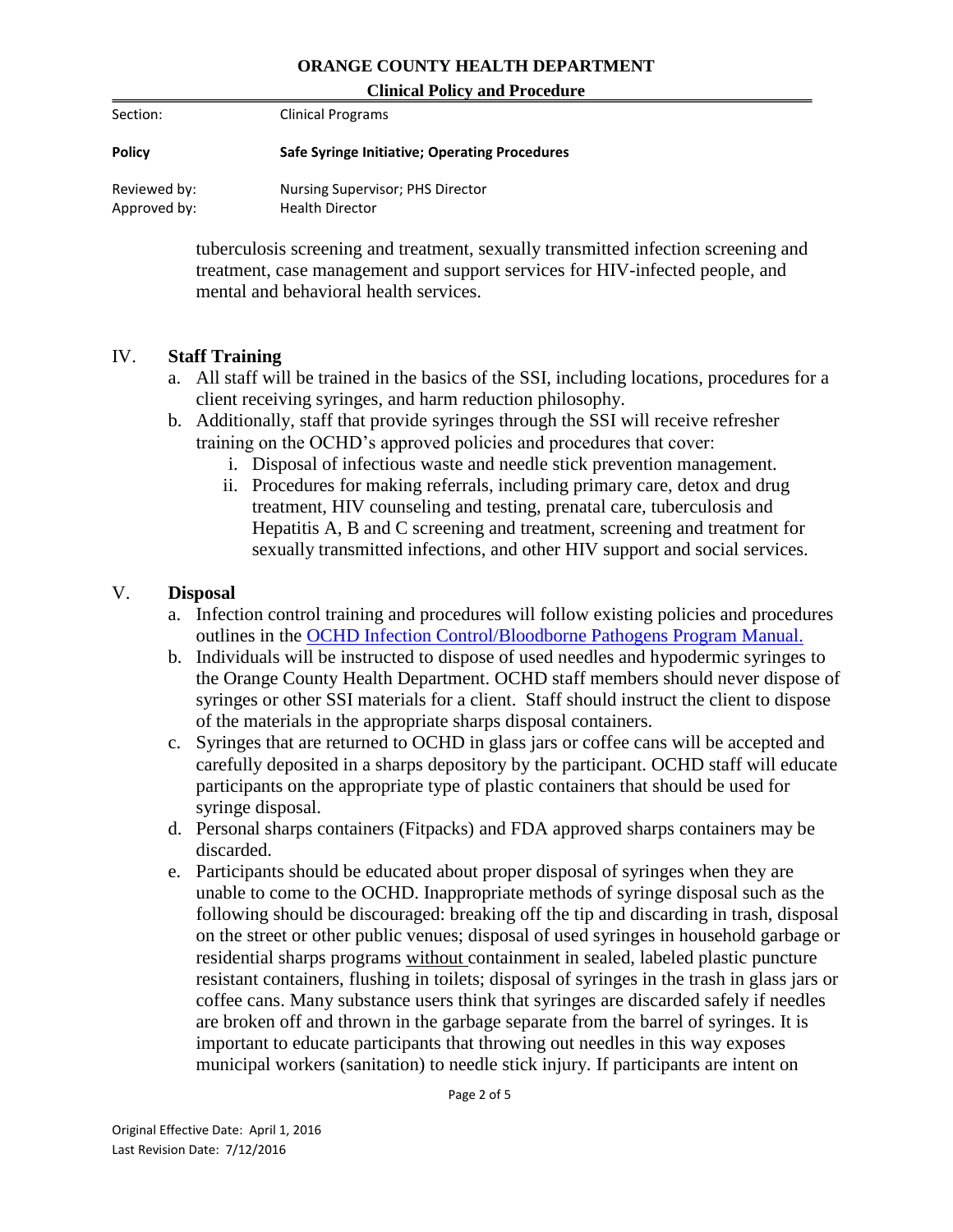tuberculosis screening and treatment, sexually transmitted infection screening and treatment, case management and support services for HIV-infected people, and mental and behavioral health services.

## IV. Staff Training

a. All staff will be trained in the basics of the SSI, including locations, procedures for a client receiving syringes, and harm reduction philosophy.

b. Additionally, staff that provide syringes through the SSI will receive refresher training on the OCHD's approved policies and procedures that cover:

   i. Disposal of infectious waste and needle stick prevention management.

   ii. Procedures for making referrals, including primary care, detox and drug treatment, HIV counseling and testing, prenatal care, tuberculosis and Hepatitis A, B and C screening and treatment, screening and treatment for sexually transmitted infections, and other HIV support and social services.

## V. Disposal

a. Infection control training and procedures will follow existing policies and procedures outlines in the OCHD Infection Control/Bloodborne Pathogens Program Manual.

b. Individuals will be instructed to dispose of used needles and hypodermic syringes to the Orange County Health Department. OCHD staff members should never dispose of syringes or other SSI materials for a client. Staff should instruct the client to dispose of the materials in the appropriate sharps disposal containers.

c. Syringes that are returned to OCHD in glass jars or coffee cans will be accepted and carefully deposited in a sharps depository by the participant. OCHD staff will educate participants on the appropriate type of plastic containers that should be used for syringe disposal.

d. Personal sharps containers (Fitpacks) and FDA approved sharps containers may be discarded.

e. Participants should be educated about proper disposal of syringes when they are unable to come to the OCHD. Inappropriate methods of syringe disposal such as the following should be discouraged: breaking off the tip and discarding in trash, disposal on the street or other public venues; disposal of used syringes in household garbage or residential sharps programs without containment in sealed, labeled plastic puncture resistant containers, flushing in toilets; disposal of syringes in the trash in glass jars or coffee cans. Many substance users think that syringes are discarded safely if needles are broken off and thrown in the garbage separate from the barrel of syringes. It is important to educate participants that throwing out needles in this way exposes municipal workers (sanitation) to needle stick injury. If participants are intent on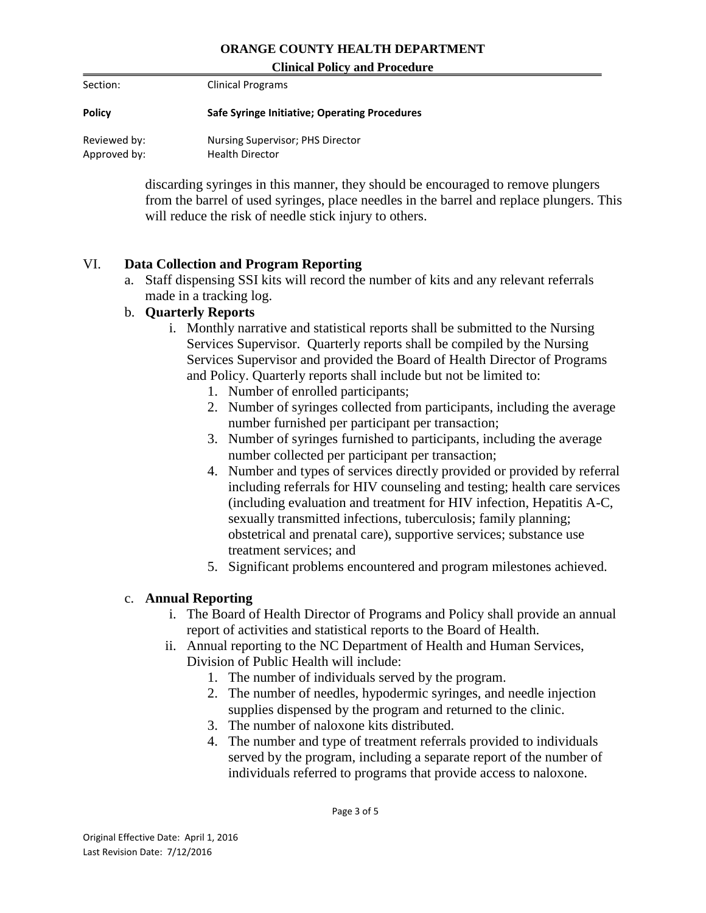discarding syringes in this manner, they should be encouraged to remove plungers from the barrel of used syringes, place needles in the barrel and replace plungers. This will reduce the risk of needle stick injury to others.

## VI. Data Collection and Program Reporting

a. Staff dispensing SSI kits will record the number of kits and any relevant referrals made in a tracking log.

b. **Quarterly Reports**

   i. Monthly narrative and statistical reports shall be submitted to the Nursing Services Supervisor. Quarterly reports shall be compiled by the Nursing Services Supervisor and provided the Board of Health Director of Programs and Policy. Quarterly reports shall include but not be limited to:

      1. Number of enrolled participants;
      2. Number of syringes collected from participants, including the average number furnished per participant per transaction;
      3. Number of syringes furnished to participants, including the average number collected per participant per transaction;
      4. Number and types of services directly provided or provided by referral including referrals for HIV counseling and testing; health care services (including evaluation and treatment for HIV infection, Hepatitis A-C, sexually transmitted infections, tuberculosis; family planning; obstetrical and prenatal care), supportive services; substance use treatment services; and
      5. Significant problems encountered and program milestones achieved.

c. **Annual Reporting**

   i. The Board of Health Director of Programs and Policy shall provide an annual report of activities and statistical reports to the Board of Health.

   ii. Annual reporting to the NC Department of Health and Human Services, Division of Public Health will include:

      1. The number of individuals served by the program.
      2. The number of needles, hypodermic syringes, and needle injection supplies dispensed by the program and returned to the clinic.
      3. The number of naloxone kits distributed.
      4. The number and type of treatment referrals provided to individuals served by the program, including a separate report of the number of individuals referred to programs that provide access to naloxone.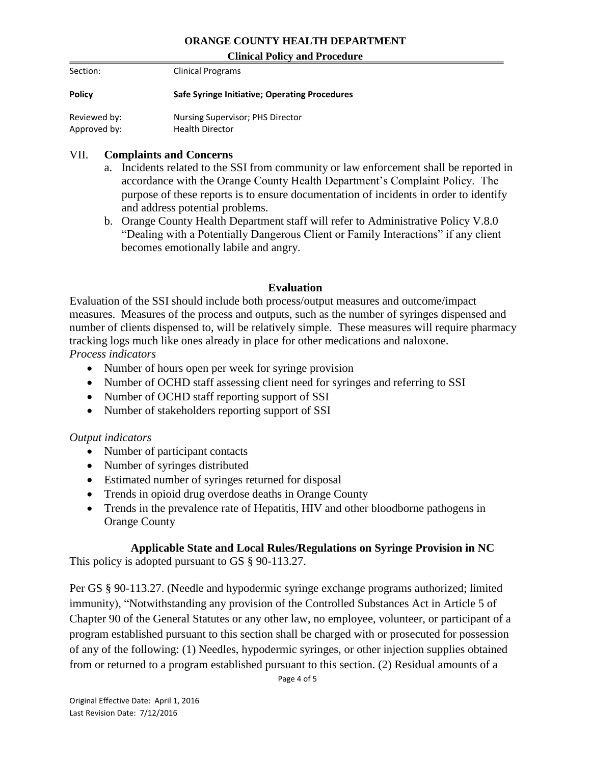VII. **Complaints and Concerns**

a. Incidents related to the SSI from community or law enforcement shall be reported in accordance with the Orange County Health Department's Complaint Policy. The purpose of these reports is to ensure documentation of incidents in order to identify and address potential problems.

b. Orange County Health Department staff will refer to Administrative Policy V.8.0 "Dealing with a Potentially Dangerous Client or Family Interactions" if any client becomes emotionally labile and angry.

## Evaluation

Evaluation of the SSI should include both process/output measures and outcome/impact measures. Measures of the process and outputs, such as the number of syringes dispensed and number of clients dispensed to, will be relatively simple. These measures will require pharmacy tracking logs much like ones already in place for other medications and naloxone.

*Process indicators*

- Number of hours open per week for syringe provision
- Number of OCHD staff assessing client need for syringes and referring to SSI
- Number of OCHD staff reporting support of SSI
- Number of stakeholders reporting support of SSI

*Output indicators*

- Number of participant contacts
- Number of syringes distributed
- Estimated number of syringes returned for disposal
- Trends in opioid drug overdose deaths in Orange County
- Trends in the prevalence rate of Hepatitis, HIV and other bloodborne pathogens in Orange County

## Applicable State and Local Rules/Regulations on Syringe Provision in NC

This policy is adopted pursuant to GS § 90-113.27.

Per GS § 90-113.27. (Needle and hypodermic syringe exchange programs authorized; limited immunity), "Notwithstanding any provision of the Controlled Substances Act in Article 5 of Chapter 90 of the General Statutes or any other law, no employee, volunteer, or participant of a program established pursuant to this section shall be charged with or prosecuted for possession of any of the following: (1) Needles, hypodermic syringes, or other injection supplies obtained from or returned to a program established pursuant to this section. (2) Residual amounts of a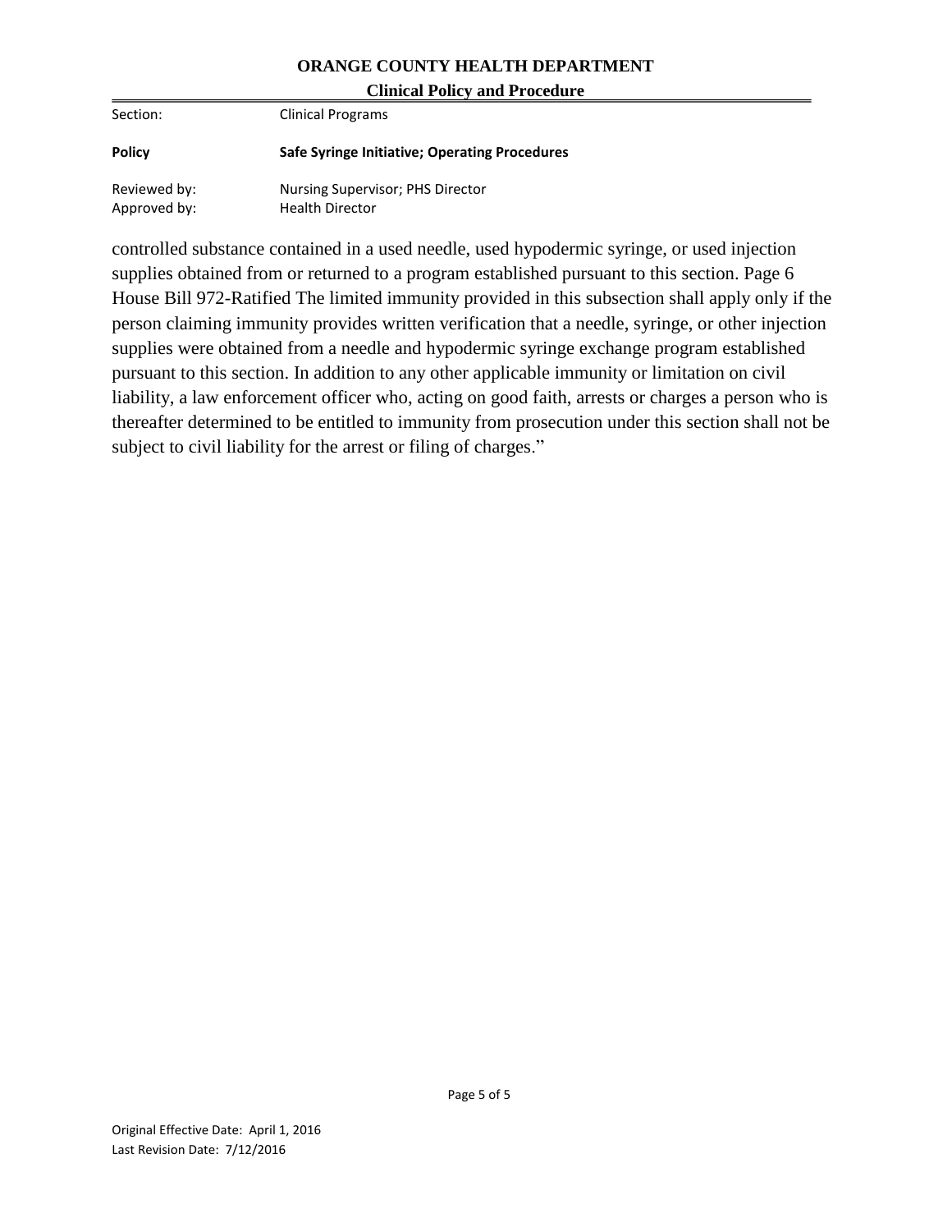controlled substance contained in a used needle, used hypodermic syringe, or used injection supplies obtained from or returned to a program established pursuant to this section. Page 6 House Bill 972-Ratified The limited immunity provided in this subsection shall apply only if the person claiming immunity provides written verification that a needle, syringe, or other injection supplies were obtained from a needle and hypodermic syringe exchange program established pursuant to this section. In addition to any other applicable immunity or limitation on civil liability, a law enforcement officer who, acting on good faith, arrests or charges a person who is thereafter determined to be entitled to immunity from prosecution under this section shall not be subject to civil liability for the arrest or filing of charges."